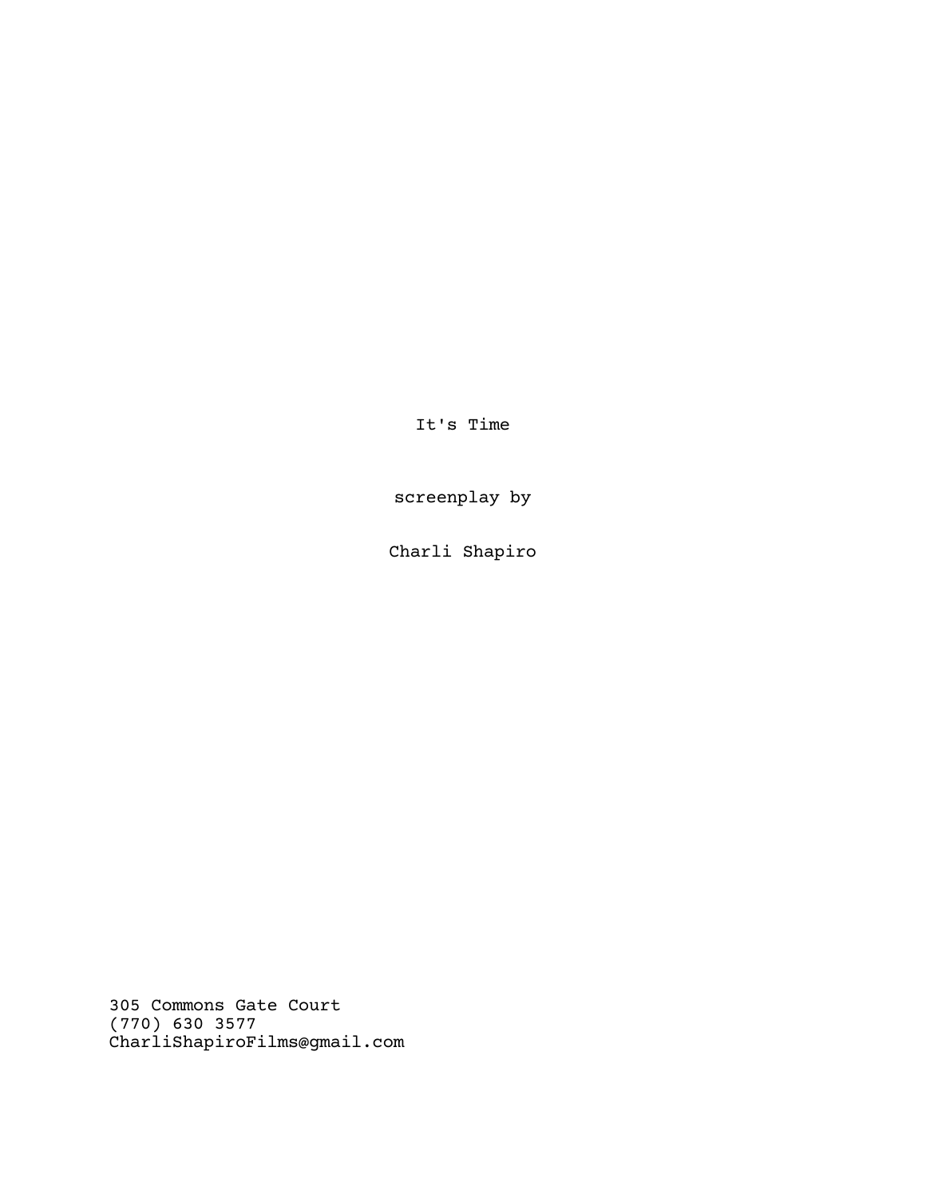It's Time

screenplay by

Charli Shapiro

305 Commons Gate Court
(770) 630 3577
CharliShapiroFilms@gmail.com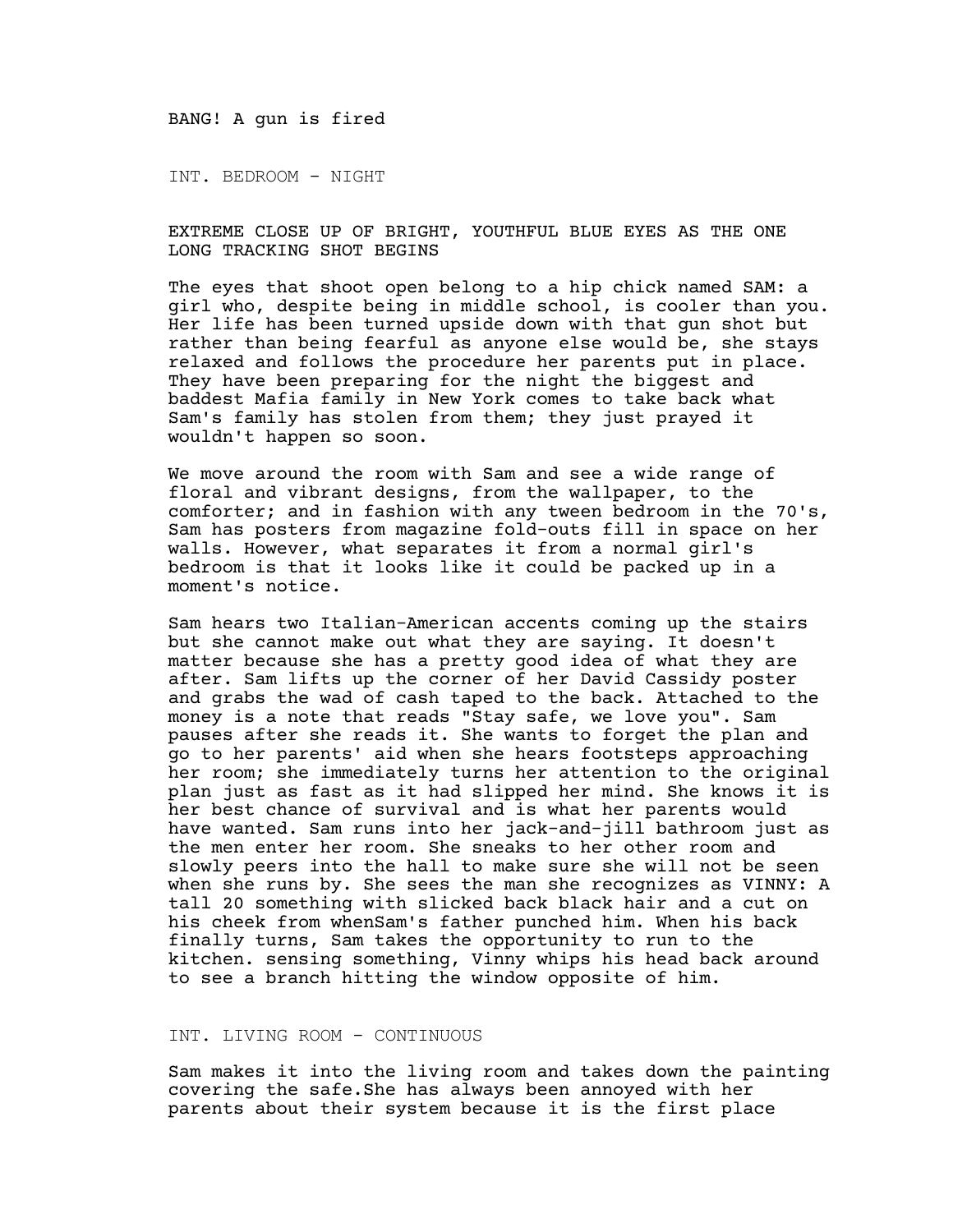BANG! A gun is fired

INT. BEDROOM - NIGHT

EXTREME CLOSE UP OF BRIGHT, YOUTHFUL BLUE EYES AS THE ONE LONG TRACKING SHOT BEGINS

The eyes that shoot open belong to a hip chick named SAM: a girl who, despite being in middle school, is cooler than you. Her life has been turned upside down with that gun shot but rather than being fearful as anyone else would be, she stays relaxed and follows the procedure her parents put in place. They have been preparing for the night the biggest and baddest Mafia family in New York comes to take back what Sam's family has stolen from them; they just prayed it wouldn't happen so soon.

We move around the room with Sam and see a wide range of floral and vibrant designs, from the wallpaper, to the comforter; and in fashion with any tween bedroom in the 70's, Sam has posters from magazine fold-outs fill in space on her walls. However, what separates it from a normal girl's bedroom is that it looks like it could be packed up in a moment's notice.

Sam hears two Italian-American accents coming up the stairs but she cannot make out what they are saying. It doesn't matter because she has a pretty good idea of what they are after. Sam lifts up the corner of her David Cassidy poster and grabs the wad of cash taped to the back. Attached to the money is a note that reads "Stay safe, we love you". Sam pauses after she reads it. She wants to forget the plan and go to her parents' aid when she hears footsteps approaching her room; she immediately turns her attention to the original plan just as fast as it had slipped her mind. She knows it is her best chance of survival and is what her parents would have wanted. Sam runs into her jack-and-jill bathroom just as the men enter her room. She sneaks to her other room and slowly peers into the hall to make sure she will not be seen when she runs by. She sees the man she recognizes as VINNY: A tall 20 something with slicked back black hair and a cut on his cheek from whenSam's father punched him. When his back finally turns, Sam takes the opportunity to run to the kitchen. sensing something, Vinny whips his head back around to see a branch hitting the window opposite of him.

INT. LIVING ROOM - CONTINUOUS

Sam makes it into the living room and takes down the painting covering the safe.She has always been annoyed with her parents about their system because it is the first place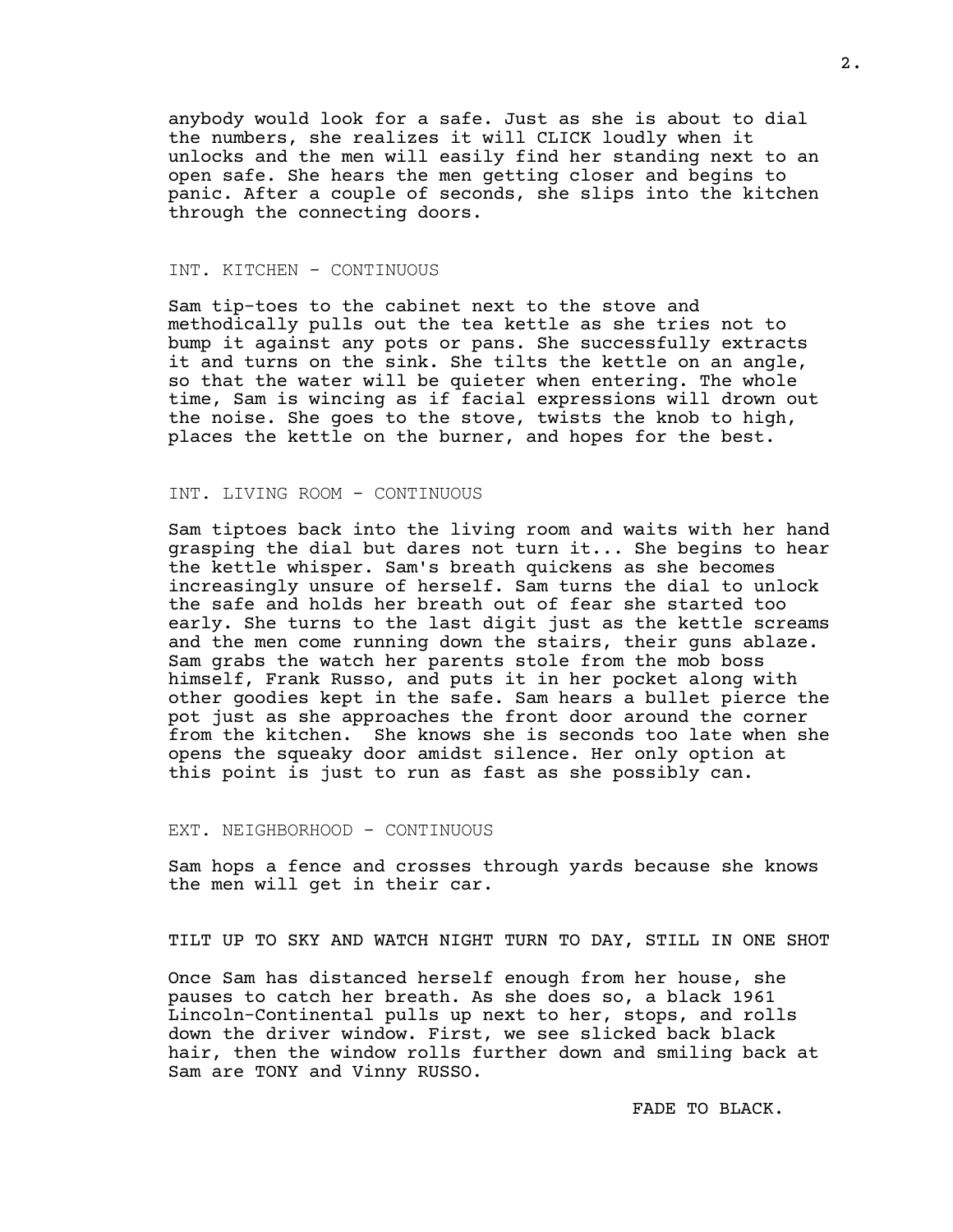anybody would look for a safe. Just as she is about to dial the numbers, she realizes it will CLICK loudly when it unlocks and the men will easily find her standing next to an open safe. She hears the men getting closer and begins to panic. After a couple of seconds, she slips into the kitchen through the connecting doors.

INT. KITCHEN - CONTINUOUS

Sam tip-toes to the cabinet next to the stove and methodically pulls out the tea kettle as she tries not to bump it against any pots or pans. She successfully extracts it and turns on the sink. She tilts the kettle on an angle, so that the water will be quieter when entering. The whole time, Sam is wincing as if facial expressions will drown out the noise. She goes to the stove, twists the knob to high, places the kettle on the burner, and hopes for the best.

INT. LIVING ROOM - CONTINUOUS

Sam tiptoes back into the living room and waits with her hand grasping the dial but dares not turn it... She begins to hear the kettle whisper. Sam's breath quickens as she becomes increasingly unsure of herself. Sam turns the dial to unlock the safe and holds her breath out of fear she started too early. She turns to the last digit just as the kettle screams and the men come running down the stairs, their guns ablaze. Sam grabs the watch her parents stole from the mob boss himself, Frank Russo, and puts it in her pocket along with other goodies kept in the safe. Sam hears a bullet pierce the pot just as she approaches the front door around the corner from the kitchen.  She knows she is seconds too late when she opens the squeaky door amidst silence. Her only option at this point is just to run as fast as she possibly can.

EXT. NEIGHBORHOOD - CONTINUOUS

Sam hops a fence and crosses through yards because she knows the men will get in their car.

TILT UP TO SKY AND WATCH NIGHT TURN TO DAY, STILL IN ONE SHOT

Once Sam has distanced herself enough from her house, she pauses to catch her breath. As she does so, a black 1961 Lincoln-Continental pulls up next to her, stops, and rolls down the driver window. First, we see slicked back black hair, then the window rolls further down and smiling back at Sam are TONY and Vinny RUSSO.

FADE TO BLACK.